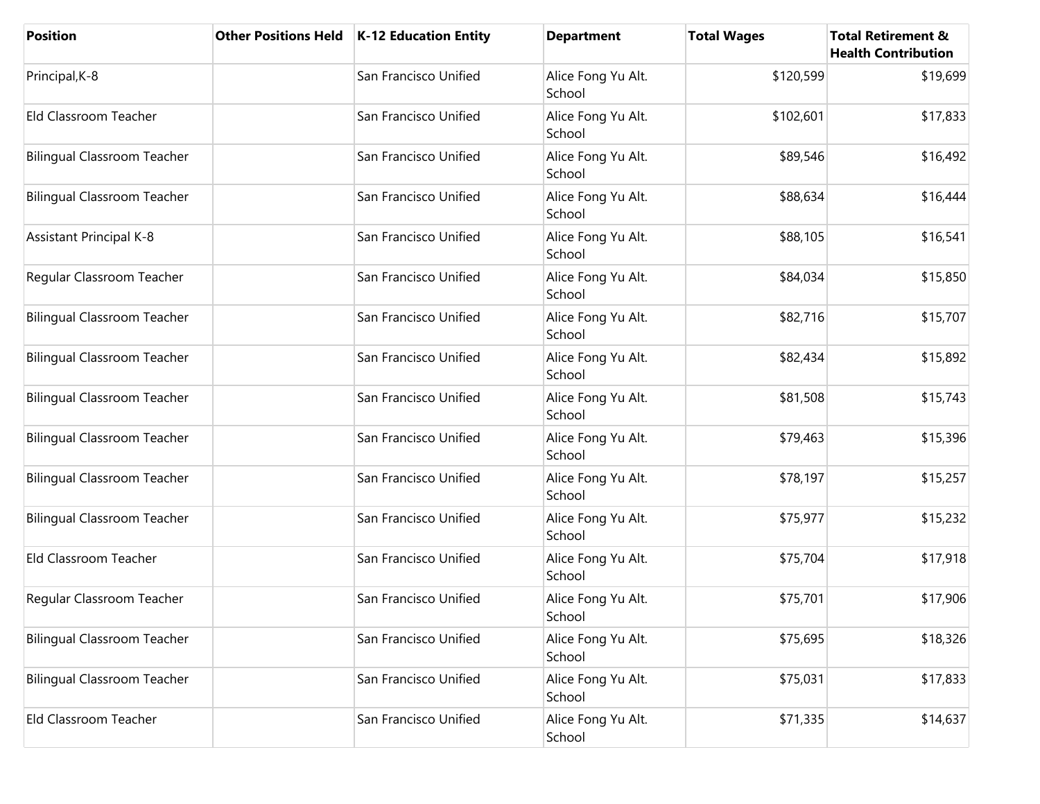| Position | Other Positions Held | K-12 Education Entity | Department | Total Wages | Total Retirement & Health Contribution |
| --- | --- | --- | --- | --- | --- |
| Principal,K-8 | | San Francisco Unified | Alice Fong Yu Alt. School | $120,599 | $19,699 |
| Eld Classroom Teacher | | San Francisco Unified | Alice Fong Yu Alt. School | $102,601 | $17,833 |
| Bilingual Classroom Teacher | | San Francisco Unified | Alice Fong Yu Alt. School | $89,546 | $16,492 |
| Bilingual Classroom Teacher | | San Francisco Unified | Alice Fong Yu Alt. School | $88,634 | $16,444 |
| Assistant Principal K-8 | | San Francisco Unified | Alice Fong Yu Alt. School | $88,105 | $16,541 |
| Regular Classroom Teacher | | San Francisco Unified | Alice Fong Yu Alt. School | $84,034 | $15,850 |
| Bilingual Classroom Teacher | | San Francisco Unified | Alice Fong Yu Alt. School | $82,716 | $15,707 |
| Bilingual Classroom Teacher | | San Francisco Unified | Alice Fong Yu Alt. School | $82,434 | $15,892 |
| Bilingual Classroom Teacher | | San Francisco Unified | Alice Fong Yu Alt. School | $81,508 | $15,743 |
| Bilingual Classroom Teacher | | San Francisco Unified | Alice Fong Yu Alt. School | $79,463 | $15,396 |
| Bilingual Classroom Teacher | | San Francisco Unified | Alice Fong Yu Alt. School | $78,197 | $15,257 |
| Bilingual Classroom Teacher | | San Francisco Unified | Alice Fong Yu Alt. School | $75,977 | $15,232 |
| Eld Classroom Teacher | | San Francisco Unified | Alice Fong Yu Alt. School | $75,704 | $17,918 |
| Regular Classroom Teacher | | San Francisco Unified | Alice Fong Yu Alt. School | $75,701 | $17,906 |
| Bilingual Classroom Teacher | | San Francisco Unified | Alice Fong Yu Alt. School | $75,695 | $18,326 |
| Bilingual Classroom Teacher | | San Francisco Unified | Alice Fong Yu Alt. School | $75,031 | $17,833 |
| Eld Classroom Teacher | | San Francisco Unified | Alice Fong Yu Alt. School | $71,335 | $14,637 |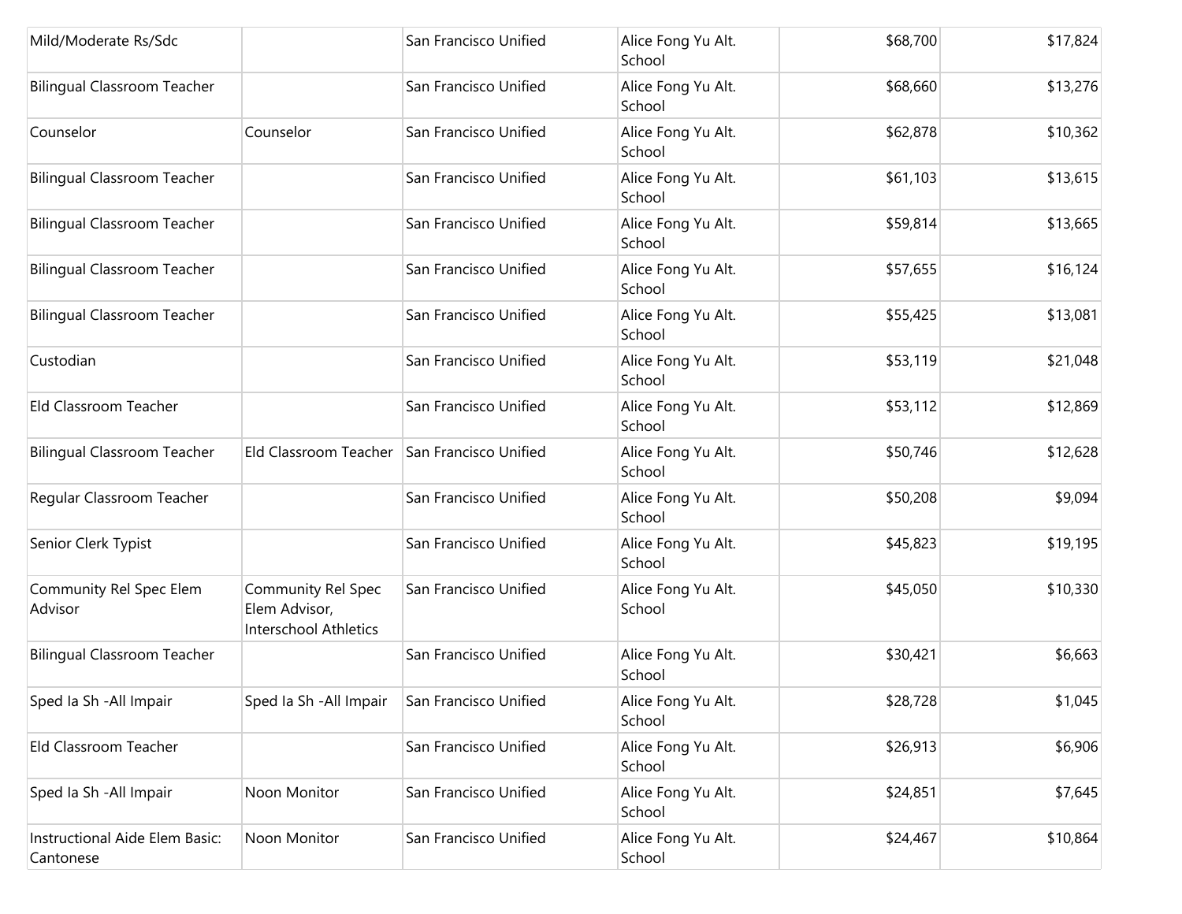| | | | | | |
|---|---|---|---|---|---|
| Mild/Moderate Rs/Sdc | | San Francisco Unified | Alice Fong Yu Alt. School | $68,700 | $17,824 |
| Bilingual Classroom Teacher | | San Francisco Unified | Alice Fong Yu Alt. School | $68,660 | $13,276 |
| Counselor | Counselor | San Francisco Unified | Alice Fong Yu Alt. School | $62,878 | $10,362 |
| Bilingual Classroom Teacher | | San Francisco Unified | Alice Fong Yu Alt. School | $61,103 | $13,615 |
| Bilingual Classroom Teacher | | San Francisco Unified | Alice Fong Yu Alt. School | $59,814 | $13,665 |
| Bilingual Classroom Teacher | | San Francisco Unified | Alice Fong Yu Alt. School | $57,655 | $16,124 |
| Bilingual Classroom Teacher | | San Francisco Unified | Alice Fong Yu Alt. School | $55,425 | $13,081 |
| Custodian | | San Francisco Unified | Alice Fong Yu Alt. School | $53,119 | $21,048 |
| Eld Classroom Teacher | | San Francisco Unified | Alice Fong Yu Alt. School | $53,112 | $12,869 |
| Bilingual Classroom Teacher | Eld Classroom Teacher | San Francisco Unified | Alice Fong Yu Alt. School | $50,746 | $12,628 |
| Regular Classroom Teacher | | San Francisco Unified | Alice Fong Yu Alt. School | $50,208 | $9,094 |
| Senior Clerk Typist | | San Francisco Unified | Alice Fong Yu Alt. School | $45,823 | $19,195 |
| Community Rel Spec Elem Advisor | Community Rel Spec Elem Advisor, Interschool Athletics | San Francisco Unified | Alice Fong Yu Alt. School | $45,050 | $10,330 |
| Bilingual Classroom Teacher | | San Francisco Unified | Alice Fong Yu Alt. School | $30,421 | $6,663 |
| Sped Ia Sh -All Impair | Sped Ia Sh -All Impair | San Francisco Unified | Alice Fong Yu Alt. School | $28,728 | $1,045 |
| Eld Classroom Teacher | | San Francisco Unified | Alice Fong Yu Alt. School | $26,913 | $6,906 |
| Sped Ia Sh -All Impair | Noon Monitor | San Francisco Unified | Alice Fong Yu Alt. School | $24,851 | $7,645 |
| Instructional Aide Elem Basic: Cantonese | Noon Monitor | San Francisco Unified | Alice Fong Yu Alt. School | $24,467 | $10,864 |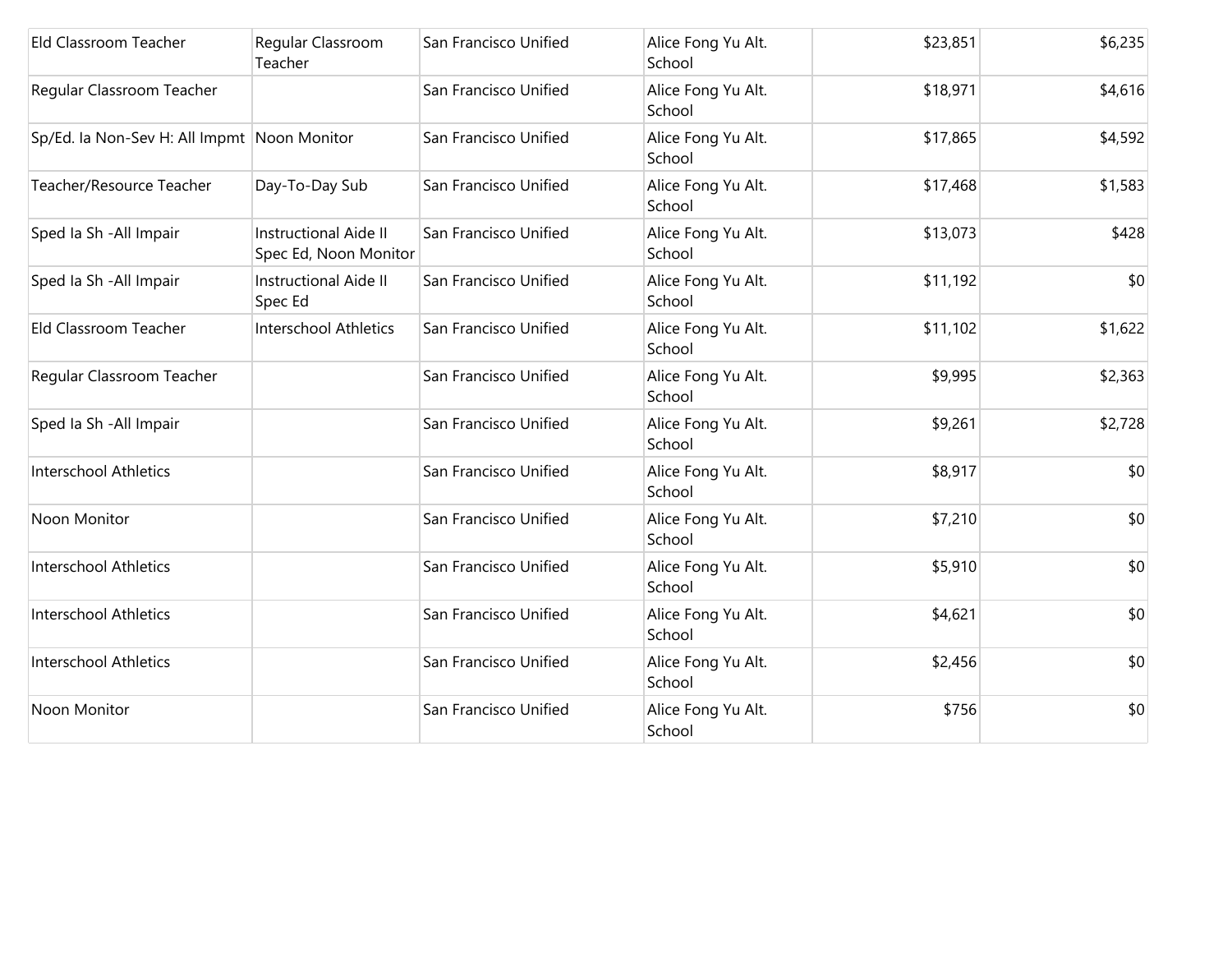| | | | | | |
|---|---|---|---|---|---|
| Eld Classroom Teacher | Regular Classroom Teacher | San Francisco Unified | Alice Fong Yu Alt. School | $23,851 | $6,235 |
| Regular Classroom Teacher | | San Francisco Unified | Alice Fong Yu Alt. School | $18,971 | $4,616 |
| Sp/Ed. Ia Non-Sev H: All Impmt | Noon Monitor | San Francisco Unified | Alice Fong Yu Alt. School | $17,865 | $4,592 |
| Teacher/Resource Teacher | Day-To-Day Sub | San Francisco Unified | Alice Fong Yu Alt. School | $17,468 | $1,583 |
| Sped Ia Sh -All Impair | Instructional Aide II Spec Ed, Noon Monitor | San Francisco Unified | Alice Fong Yu Alt. School | $13,073 | $428 |
| Sped Ia Sh -All Impair | Instructional Aide II Spec Ed | San Francisco Unified | Alice Fong Yu Alt. School | $11,192 | $0 |
| Eld Classroom Teacher | Interschool Athletics | San Francisco Unified | Alice Fong Yu Alt. School | $11,102 | $1,622 |
| Regular Classroom Teacher | | San Francisco Unified | Alice Fong Yu Alt. School | $9,995 | $2,363 |
| Sped Ia Sh -All Impair | | San Francisco Unified | Alice Fong Yu Alt. School | $9,261 | $2,728 |
| Interschool Athletics | | San Francisco Unified | Alice Fong Yu Alt. School | $8,917 | $0 |
| Noon Monitor | | San Francisco Unified | Alice Fong Yu Alt. School | $7,210 | $0 |
| Interschool Athletics | | San Francisco Unified | Alice Fong Yu Alt. School | $5,910 | $0 |
| Interschool Athletics | | San Francisco Unified | Alice Fong Yu Alt. School | $4,621 | $0 |
| Interschool Athletics | | San Francisco Unified | Alice Fong Yu Alt. School | $2,456 | $0 |
| Noon Monitor | | San Francisco Unified | Alice Fong Yu Alt. School | $756 | $0 |